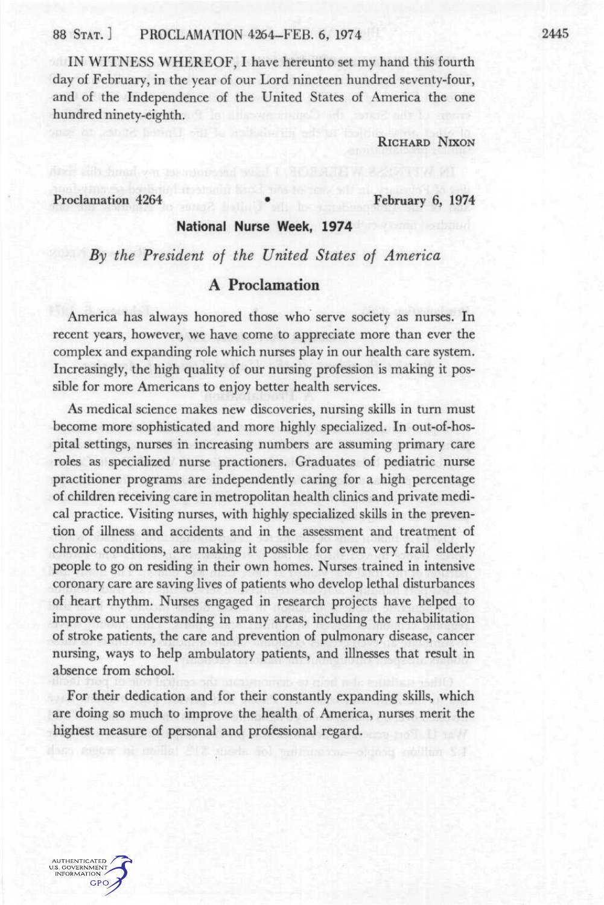IN WITNESS WHEREOF, I have hereunto set my hand this fourth day of February, in the year of our Lord nineteen hundred seventy-four, and of the Independence of the United States of America the one hundred ninety-eighth.

RICHARD NIXON

Proclamation 4264 • February 6, 1974

## National Nurse Week, 1974

*By the President of the United States of America*

## A Proclamation

America has always honored those who serve society as nurses. In recent years, however, we have come to appreciate more than ever the complex and expanding role which nurses play in our health care system. Increasingly, the high quality of our nursing profession is making it possible for more Americans to enjoy better health services.

As medical science makes new discoveries, nursing skills in turn must become more sophisticated and more highly specialized. In out-of-hospital settings, nurses in increasing numbers are assuming primary care roles as specialized nurse practioners. Graduates of pediatric nurse practitioner programs are independently caring for a high percentage of children receiving care in metropolitan health clinics and private medical practice. Visiting nurses, with highly specialized skills in the prevention of illness and accidents and in the assessment and treatment of chronic conditions, are making it possible for even very frail elderly people to go on residing in their own homes. Nurses trained in intensive coronary care are saving lives of patients who develop lethal disturbances of heart rhythm. Nurses engaged in research projects have helped to improve our understanding in many areas, including the rehabilitation of stroke patients, the care and prevention of pulmonary disease, cancer nursing, ways to help ambulatory patients, and illnesses that result in absence from school.

For their dedication and for their constantly expanding skills, which are doing so much to improve the health of America, nurses merit the highest measure of personal and professional regard.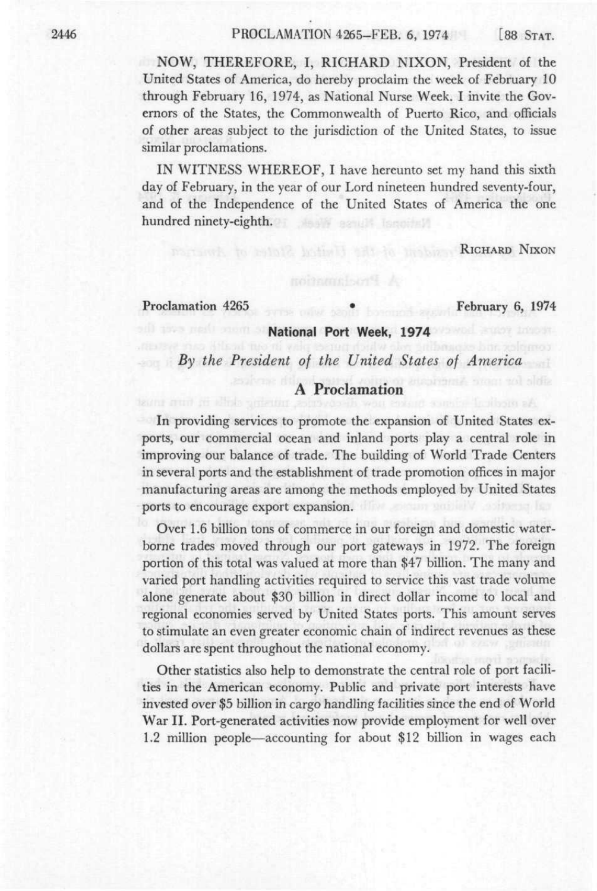NOW, THEREFORE, I, RICHARD NIXON, President of the United States of America, do hereby proclaim the week of February 10 through February 16, 1974, as National Nurse Week. I invite the Governors of the States, the Commonwealth of Puerto Rico, and officials of other areas subject to the jurisdiction of the United States, to issue similar proclamations.

IN WITNESS WHEREOF, I have hereunto set my hand this sixth day of February, in the year of our Lord nineteen hundred seventy-four, and of the Independence of the United States of America the one hundred ninety-eighth.

RICHARD NIXON

**Proclamation 4265** • **February 6, 1974**

## National Port Week, 1974

*By the President of the United States of America*

## A Proclamation

In providing services to promote the expansion of United States exports, our commercial ocean and inland ports play a central role in improving our balance of trade. The building of World Trade Centers in several ports and the establishment of trade promotion offices in major manufacturing areas are among the methods employed by United States ports to encourage export expansion.

Over 1.6 billion tons of commerce in our foreign and domestic waterborne trades moved through our port gateways in 1972. The foreign portion of this total was valued at more than $47 billion. The many and varied port handling activities required to service this vast trade volume alone generate about $30 billion in direct dollar income to local and regional economies served by United States ports. This amount serves to stimulate an even greater economic chain of indirect revenues as these dollars are spent throughout the national economy.

Other statistics also help to demonstrate the central role of port facilities in the American economy. Public and private port interests have invested over $5 billion in cargo handling facilities since the end of World War II. Port-generated activities now provide employment for well over 1.2 million people—accounting for about $12 billion in wages each